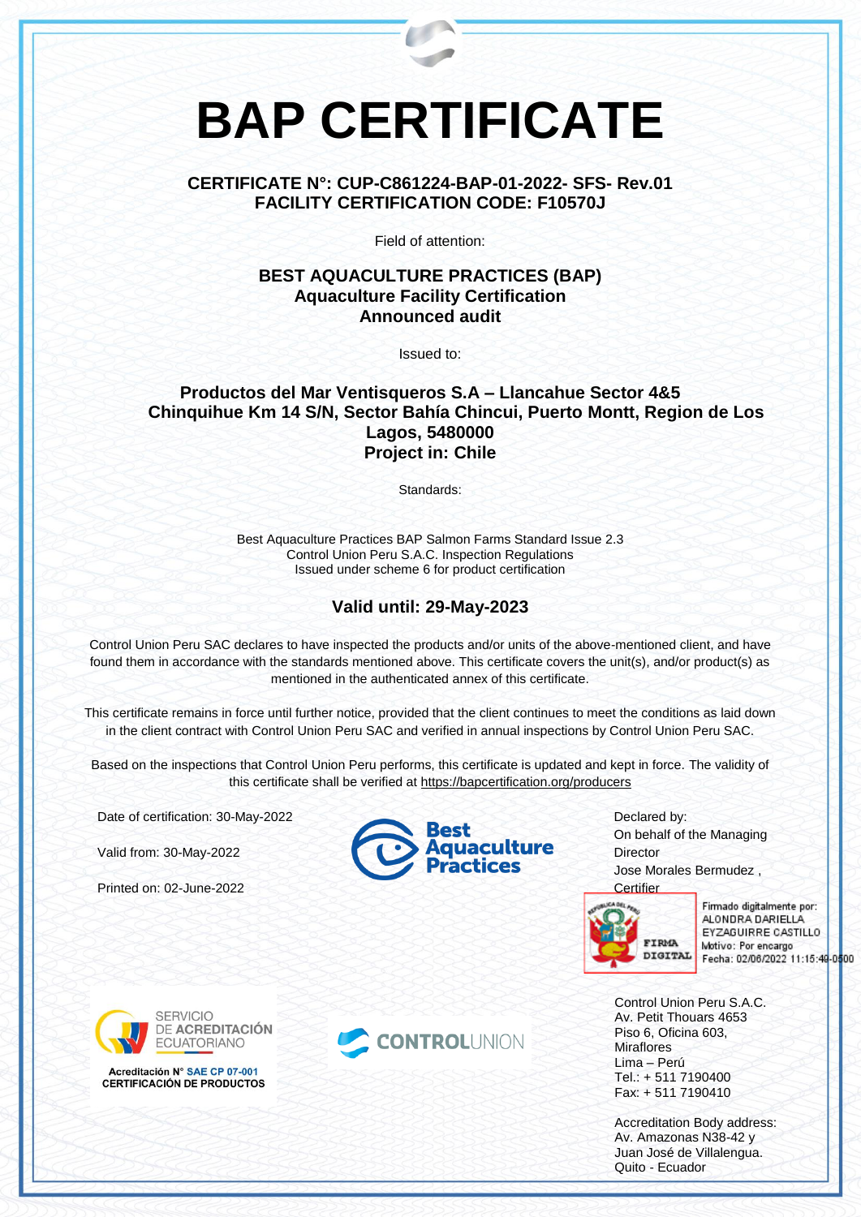# BAP CERTIFICATE

**CERTIFICATE N°: CUP-C861224-BAP-01-2022- SFS- Rev.01**
**FACILITY CERTIFICATION CODE: F10570J**

Field of attention:

**BEST AQUACULTURE PRACTICES (BAP)**
**Aquaculture Facility Certification**
**Announced audit**

Issued to:

**Productos del Mar Ventisqueros S.A – Llancahue Sector 4&5**
**Chinquihue Km 14 S/N, Sector Bahía Chincui, Puerto Montt, Region de Los Lagos, 5480000**
**Project in: Chile**

Standards:

Best Aquaculture Practices BAP Salmon Farms Standard Issue 2.3
Control Union Peru S.A.C. Inspection Regulations
Issued under scheme 6 for product certification

## Valid until: 29-May-2023

Control Union Peru SAC declares to have inspected the products and/or units of the above-mentioned client, and have found them in accordance with the standards mentioned above. This certificate covers the unit(s), and/or product(s) as mentioned in the authenticated annex of this certificate.

This certificate remains in force until further notice, provided that the client continues to meet the conditions as laid down in the client contract with Control Union Peru SAC and verified in annual inspections by Control Union Peru SAC.

Based on the inspections that Control Union Peru performs, this certificate is updated and kept in force. The validity of this certificate shall be verified at https://bapcertification.org/producers

Date of certification: 30-May-2022

Valid from: 30-May-2022

Printed on: 02-June-2022

Best Aquaculture Practices

Declared by:
On behalf of the Managing Director
Jose Morales Bermudez ,
Certifier

FIRMA DIGITAL
Firmado digitalmente por: ALONDRA DARIELLA EYZAGUIRRE CASTILLO
Motivo: Por encargo
Fecha: 02/06/2022 11:15:40-0500

SERVICIO DE ACREDITACIÓN ECUATORIANO
Acreditación N° SAE CP 07-001
CERTIFICACIÓN DE PRODUCTOS

CONTROLUNION

Control Union Peru S.A.C.
Av. Petit Thouars 4653
Piso 6, Oficina 603,
Miraflores
Lima – Perú
Tel.: + 511 7190400
Fax: + 511 7190410

Accreditation Body address:
Av. Amazonas N38-42 y
Juan José de Villalengua.
Quito - Ecuador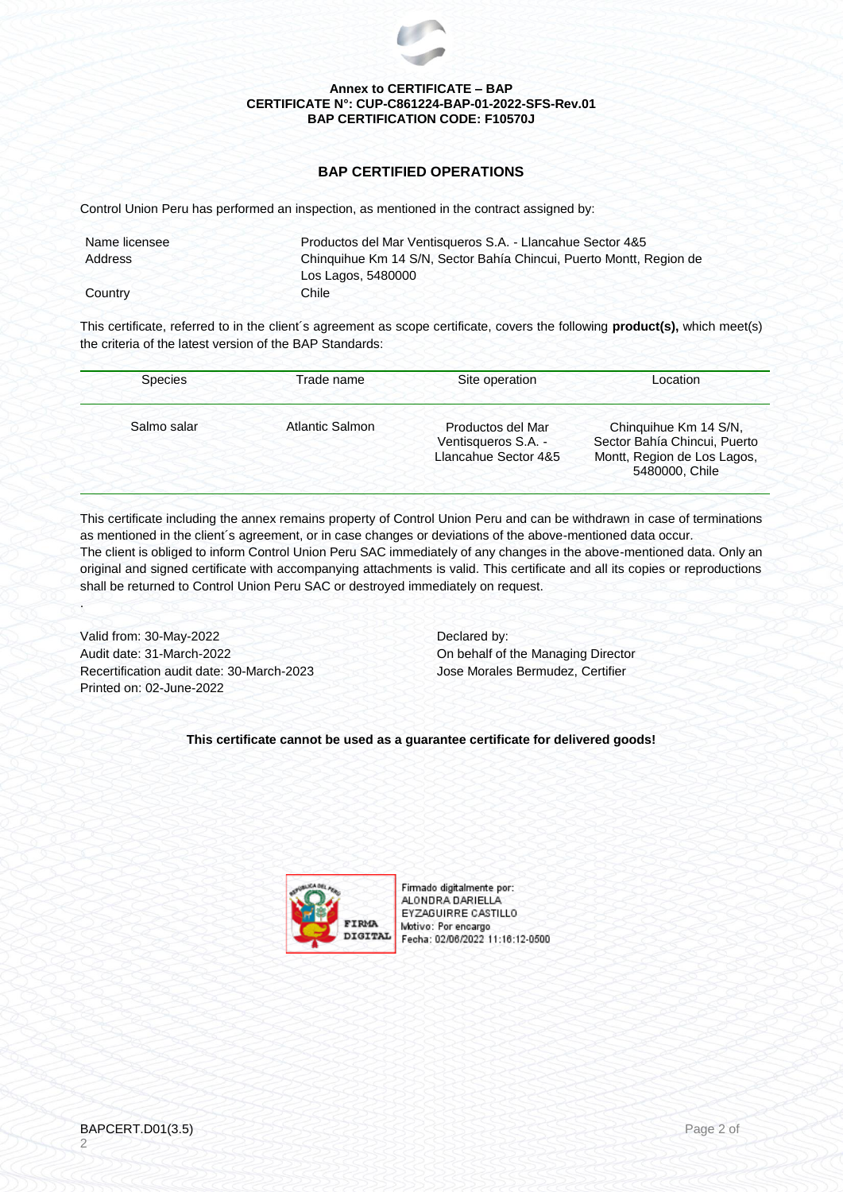**Annex to CERTIFICATE – BAP**
**CERTIFICATE N°: CUP-C861224-BAP-01-2022-SFS-Rev.01**
**BAP CERTIFICATION CODE: F10570J**

## BAP CERTIFIED OPERATIONS

Control Union Peru has performed an inspection, as mentioned in the contract assigned by:

| | |
|---|---|
| Name licensee | Productos del Mar Ventisqueros S.A. - Llancahue Sector 4&5 |
| Address | Chinquihue Km 14 S/N, Sector Bahía Chincui, Puerto Montt, Region de Los Lagos, 5480000 |
| Country | Chile |

This certificate, referred to in the client´s agreement as scope certificate, covers the following **product(s),** which meet(s) the criteria of the latest version of the BAP Standards:

| Species | Trade name | Site operation | Location |
|---|---|---|---|
| Salmo salar | Atlantic Salmon | Productos del Mar Ventisqueros S.A. - Llancahue Sector 4&5 | Chinquihue Km 14 S/N, Sector Bahía Chincui, Puerto Montt, Region de Los Lagos, 5480000, Chile |

This certificate including the annex remains property of Control Union Peru and can be withdrawn in case of terminations as mentioned in the client´s agreement, or in case changes or deviations of the above-mentioned data occur.
The client is obliged to inform Control Union Peru SAC immediately of any changes in the above-mentioned data. Only an original and signed certificate with accompanying attachments is valid. This certificate and all its copies or reproductions shall be returned to Control Union Peru SAC or destroyed immediately on request.

.

Valid from: 30-May-2022
Audit date: 31-March-2022
Recertification audit date: 30-March-2023
Printed on: 02-June-2022

Declared by:
On behalf of the Managing Director
Jose Morales Bermudez, Certifier

**This certificate cannot be used as a guarantee certificate for delivered goods!**

FIRMA DIGITAL

Firmado digitalmente por:
ALONDRA DARIELLA
EYZAGUIRRE CASTILLO
Motivo: Por encargo
Fecha: 02/06/2022 11:16:12-0500

BAPCERT.D01(3.5)